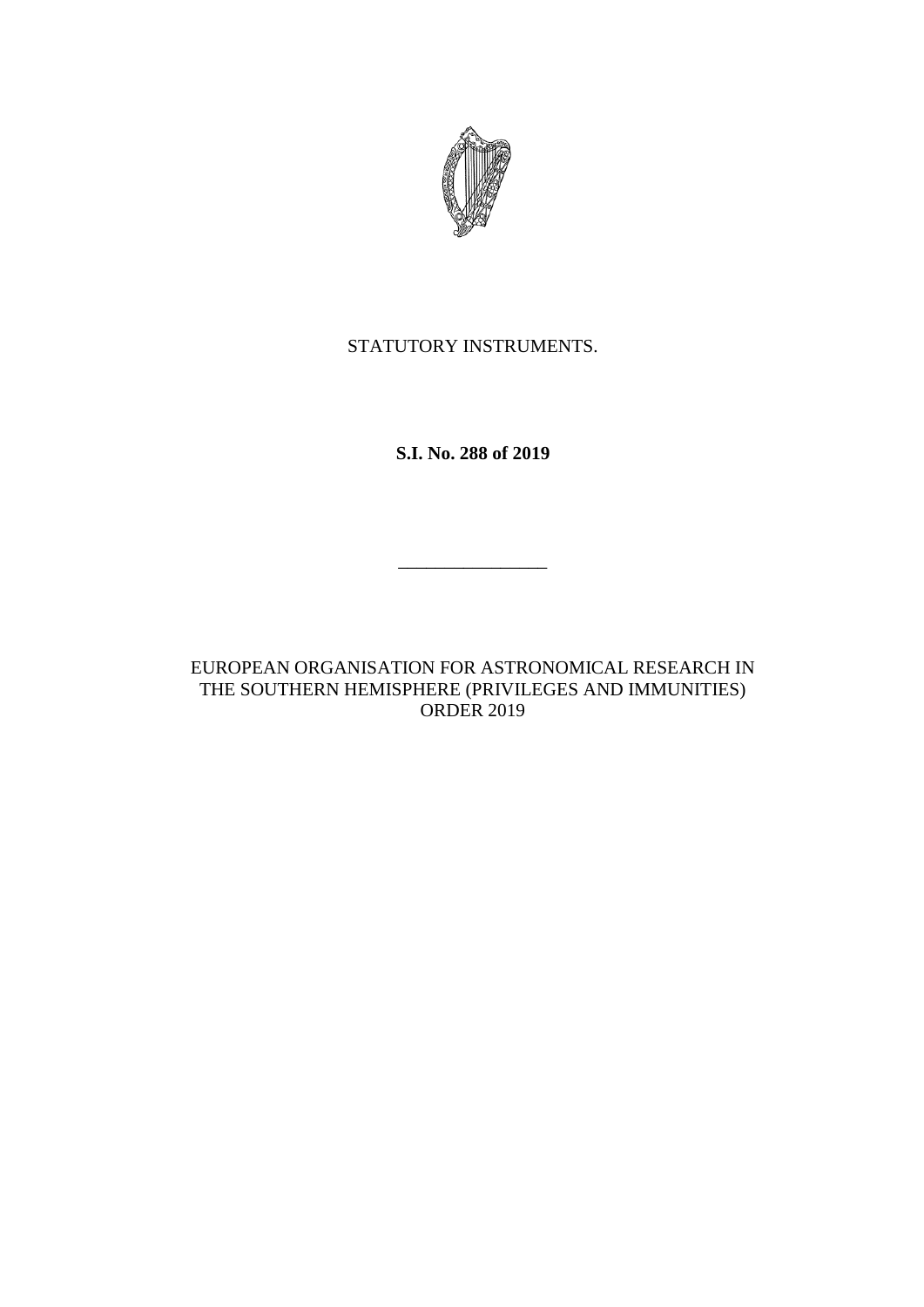STATUTORY INSTRUMENTS.

**S.I. No. 288 of 2019**

---

EUROPEAN ORGANISATION FOR ASTRONOMICAL RESEARCH IN THE SOUTHERN HEMISPHERE (PRIVILEGES AND IMMUNITIES) ORDER 2019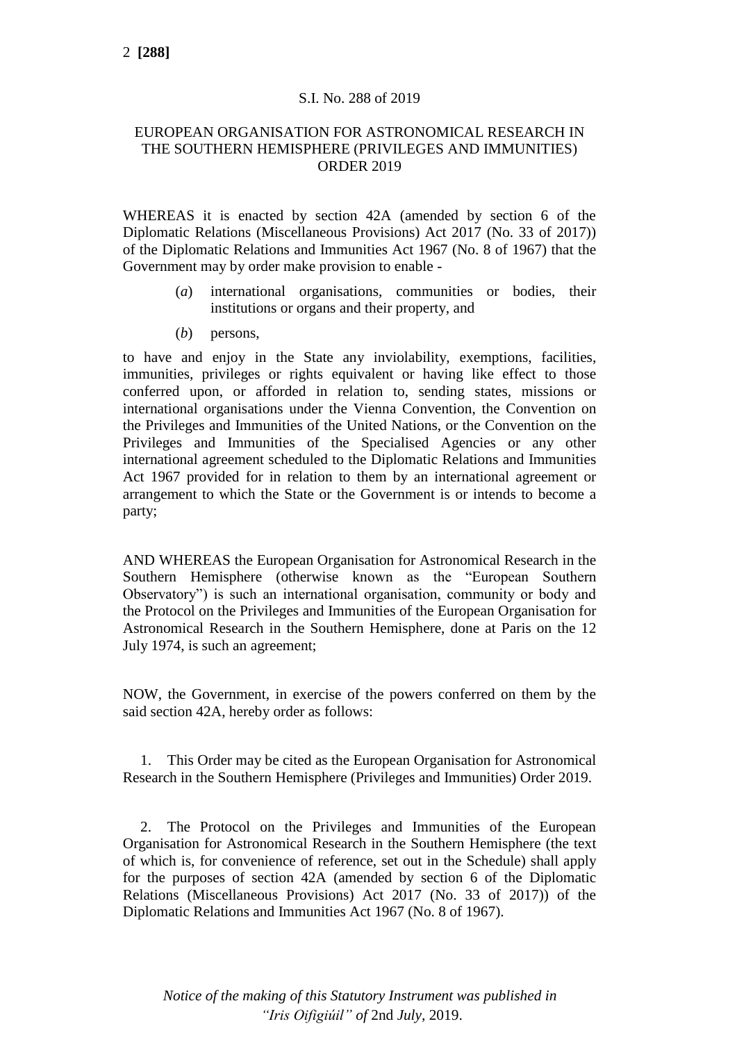S.I. No. 288 of 2019

EUROPEAN ORGANISATION FOR ASTRONOMICAL RESEARCH IN THE SOUTHERN HEMISPHERE (PRIVILEGES AND IMMUNITIES) ORDER 2019

WHEREAS it is enacted by section 42A (amended by section 6 of the Diplomatic Relations (Miscellaneous Provisions) Act 2017 (No. 33 of 2017)) of the Diplomatic Relations and Immunities Act 1967 (No. 8 of 1967) that the Government may by order make provision to enable -

(*a*) international organisations, communities or bodies, their institutions or organs and their property, and

(*b*) persons,

to have and enjoy in the State any inviolability, exemptions, facilities, immunities, privileges or rights equivalent or having like effect to those conferred upon, or afforded in relation to, sending states, missions or international organisations under the Vienna Convention, the Convention on the Privileges and Immunities of the United Nations, or the Convention on the Privileges and Immunities of the Specialised Agencies or any other international agreement scheduled to the Diplomatic Relations and Immunities Act 1967 provided for in relation to them by an international agreement or arrangement to which the State or the Government is or intends to become a party;

AND WHEREAS the European Organisation for Astronomical Research in the Southern Hemisphere (otherwise known as the "European Southern Observatory") is such an international organisation, community or body and the Protocol on the Privileges and Immunities of the European Organisation for Astronomical Research in the Southern Hemisphere, done at Paris on the 12 July 1974, is such an agreement;

NOW, the Government, in exercise of the powers conferred on them by the said section 42A, hereby order as follows:

1. This Order may be cited as the European Organisation for Astronomical Research in the Southern Hemisphere (Privileges and Immunities) Order 2019.

2. The Protocol on the Privileges and Immunities of the European Organisation for Astronomical Research in the Southern Hemisphere (the text of which is, for convenience of reference, set out in the Schedule) shall apply for the purposes of section 42A (amended by section 6 of the Diplomatic Relations (Miscellaneous Provisions) Act 2017 (No. 33 of 2017)) of the Diplomatic Relations and Immunities Act 1967 (No. 8 of 1967).

*Notice of the making of this Statutory Instrument was published in "Iris Oifigiúil" of* 2nd *July*, 2019.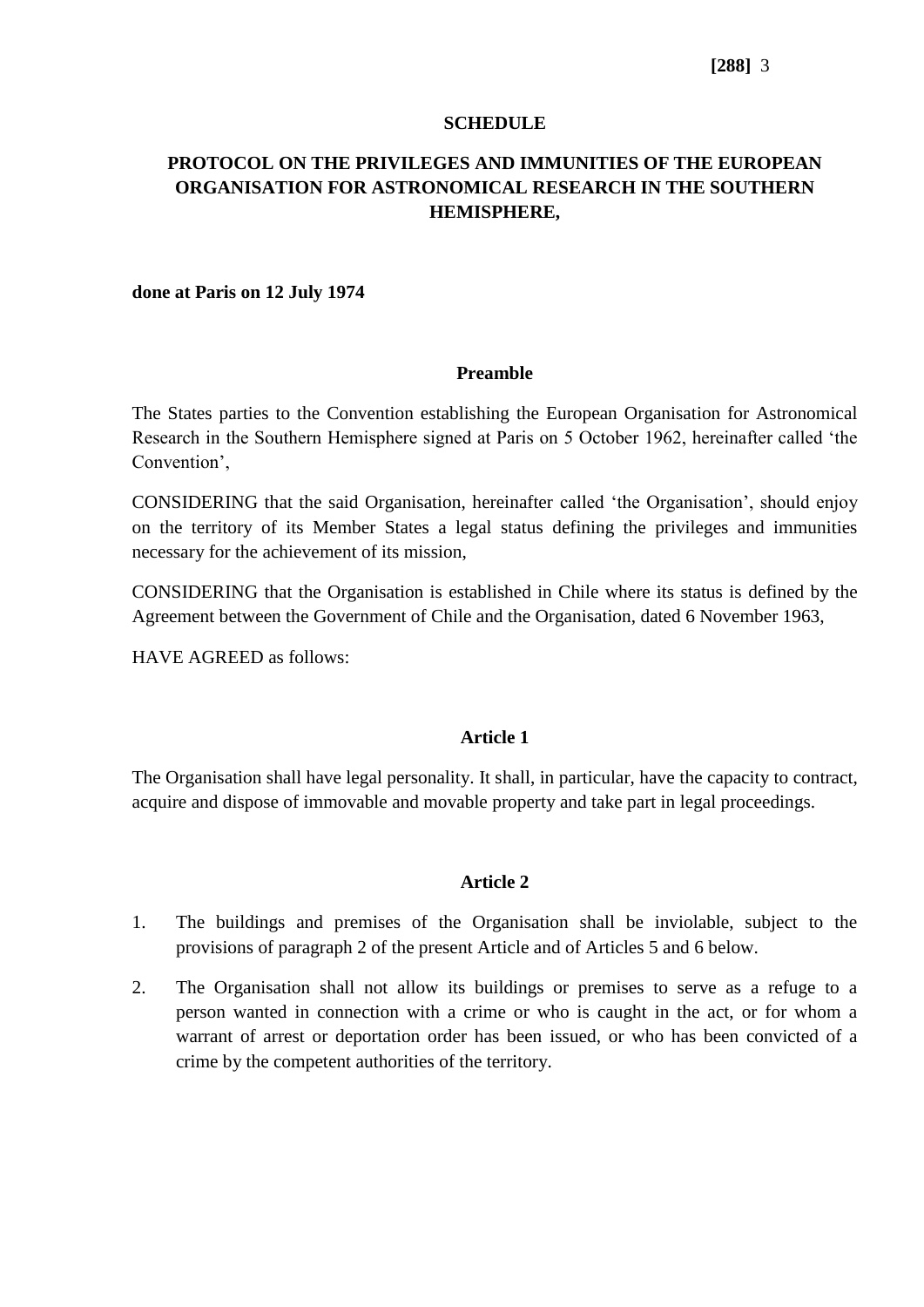## SCHEDULE

## PROTOCOL ON THE PRIVILEGES AND IMMUNITIES OF THE EUROPEAN ORGANISATION FOR ASTRONOMICAL RESEARCH IN THE SOUTHERN HEMISPHERE,

**done at Paris on 12 July 1974**

### Preamble

The States parties to the Convention establishing the European Organisation for Astronomical Research in the Southern Hemisphere signed at Paris on 5 October 1962, hereinafter called 'the Convention',

CONSIDERING that the said Organisation, hereinafter called 'the Organisation', should enjoy on the territory of its Member States a legal status defining the privileges and immunities necessary for the achievement of its mission,

CONSIDERING that the Organisation is established in Chile where its status is defined by the Agreement between the Government of Chile and the Organisation, dated 6 November 1963,

HAVE AGREED as follows:

### Article 1

The Organisation shall have legal personality. It shall, in particular, have the capacity to contract, acquire and dispose of immovable and movable property and take part in legal proceedings.

### Article 2

1. The buildings and premises of the Organisation shall be inviolable, subject to the provisions of paragraph 2 of the present Article and of Articles 5 and 6 below.

2. The Organisation shall not allow its buildings or premises to serve as a refuge to a person wanted in connection with a crime or who is caught in the act, or for whom a warrant of arrest or deportation order has been issued, or who has been convicted of a crime by the competent authorities of the territory.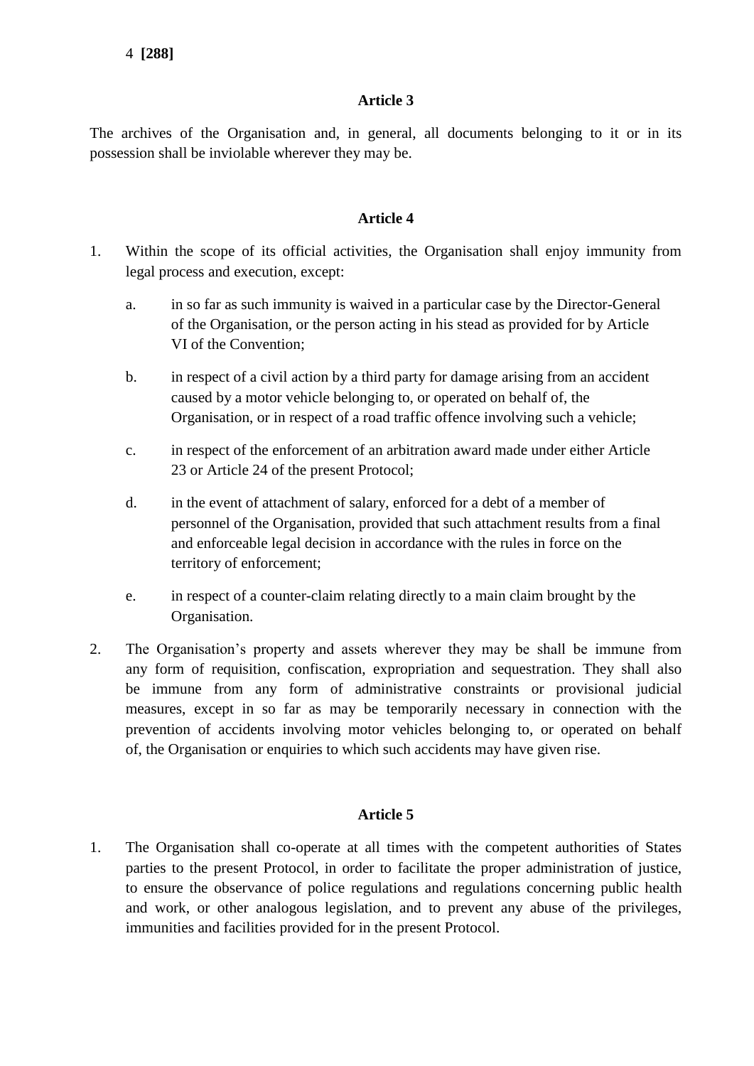### Article 3

The archives of the Organisation and, in general, all documents belonging to it or in its possession shall be inviolable wherever they may be.

### Article 4

1. Within the scope of its official activities, the Organisation shall enjoy immunity from legal process and execution, except:

   a. in so far as such immunity is waived in a particular case by the Director-General of the Organisation, or the person acting in his stead as provided for by Article VI of the Convention;

   b. in respect of a civil action by a third party for damage arising from an accident caused by a motor vehicle belonging to, or operated on behalf of, the Organisation, or in respect of a road traffic offence involving such a vehicle;

   c. in respect of the enforcement of an arbitration award made under either Article 23 or Article 24 of the present Protocol;

   d. in the event of attachment of salary, enforced for a debt of a member of personnel of the Organisation, provided that such attachment results from a final and enforceable legal decision in accordance with the rules in force on the territory of enforcement;

   e. in respect of a counter-claim relating directly to a main claim brought by the Organisation.

2. The Organisation's property and assets wherever they may be shall be immune from any form of requisition, confiscation, expropriation and sequestration. They shall also be immune from any form of administrative constraints or provisional judicial measures, except in so far as may be temporarily necessary in connection with the prevention of accidents involving motor vehicles belonging to, or operated on behalf of, the Organisation or enquiries to which such accidents may have given rise.

### Article 5

1. The Organisation shall co-operate at all times with the competent authorities of States parties to the present Protocol, in order to facilitate the proper administration of justice, to ensure the observance of police regulations and regulations concerning public health and work, or other analogous legislation, and to prevent any abuse of the privileges, immunities and facilities provided for in the present Protocol.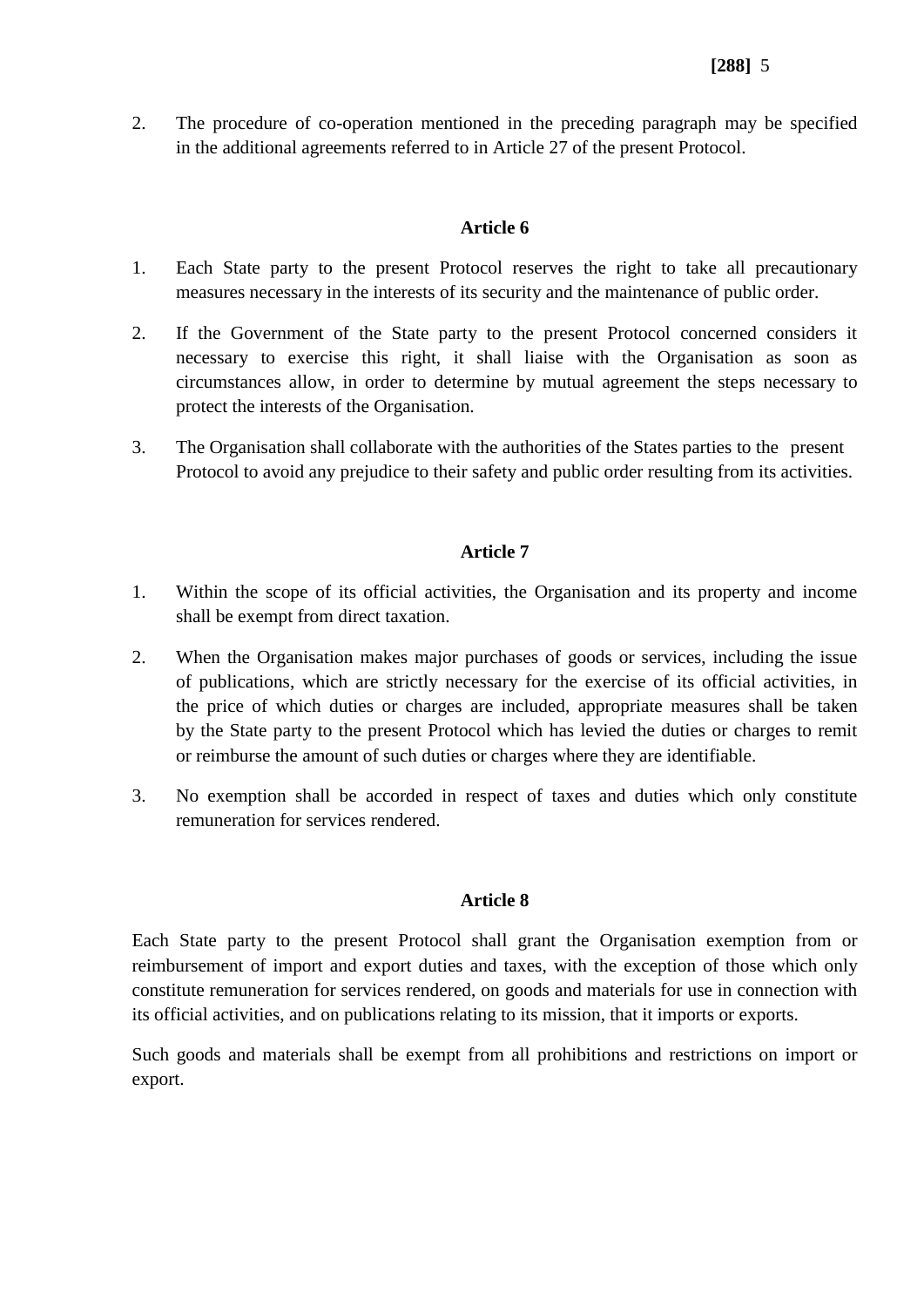2. The procedure of co-operation mentioned in the preceding paragraph may be specified in the additional agreements referred to in Article 27 of the present Protocol.

### Article 6

1. Each State party to the present Protocol reserves the right to take all precautionary measures necessary in the interests of its security and the maintenance of public order.

2. If the Government of the State party to the present Protocol concerned considers it necessary to exercise this right, it shall liaise with the Organisation as soon as circumstances allow, in order to determine by mutual agreement the steps necessary to protect the interests of the Organisation.

3. The Organisation shall collaborate with the authorities of the States parties to the present Protocol to avoid any prejudice to their safety and public order resulting from its activities.

### Article 7

1. Within the scope of its official activities, the Organisation and its property and income shall be exempt from direct taxation.

2. When the Organisation makes major purchases of goods or services, including the issue of publications, which are strictly necessary for the exercise of its official activities, in the price of which duties or charges are included, appropriate measures shall be taken by the State party to the present Protocol which has levied the duties or charges to remit or reimburse the amount of such duties or charges where they are identifiable.

3. No exemption shall be accorded in respect of taxes and duties which only constitute remuneration for services rendered.

### Article 8

Each State party to the present Protocol shall grant the Organisation exemption from or reimbursement of import and export duties and taxes, with the exception of those which only constitute remuneration for services rendered, on goods and materials for use in connection with its official activities, and on publications relating to its mission, that it imports or exports.

Such goods and materials shall be exempt from all prohibitions and restrictions on import or export.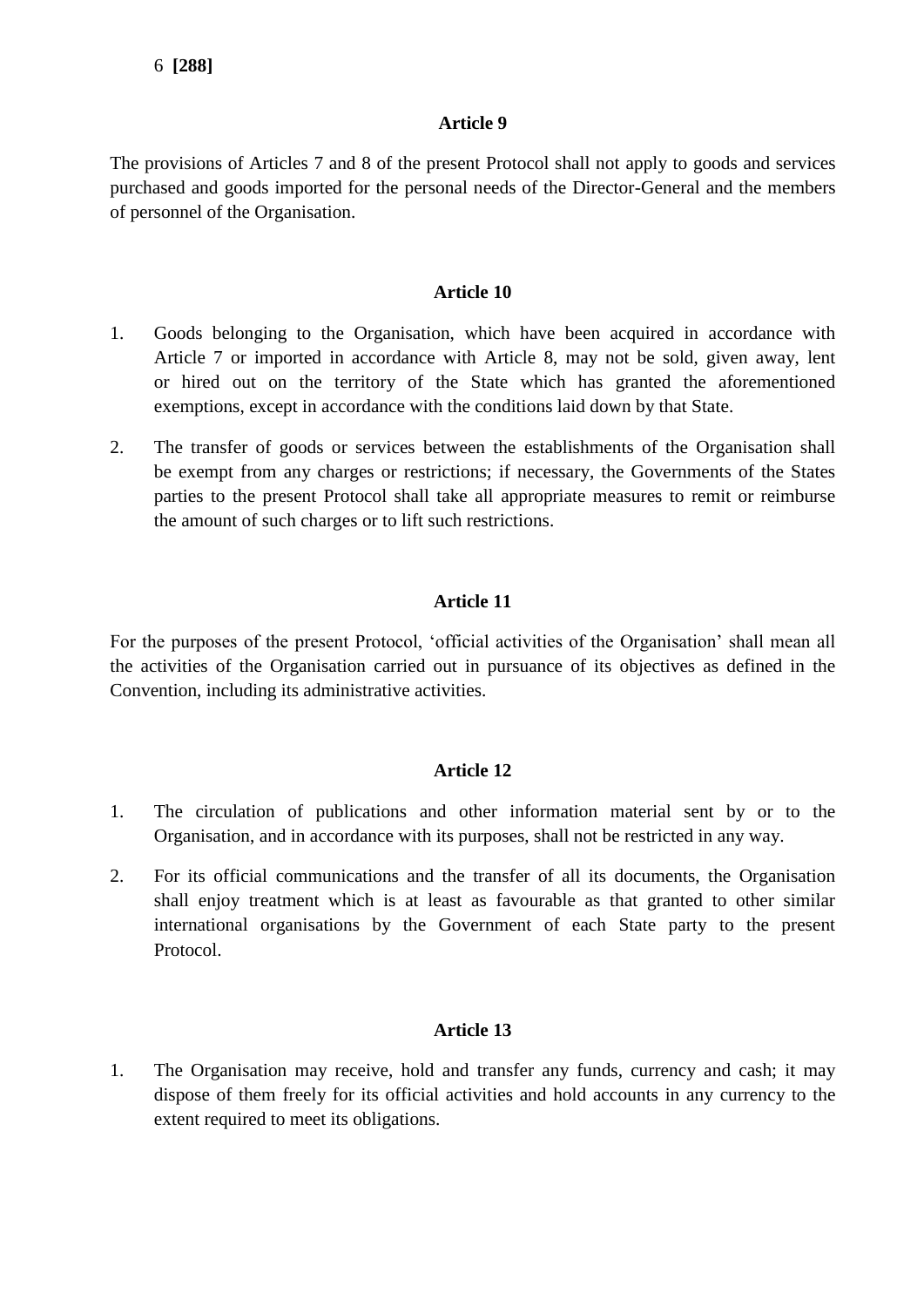**Article 9**

The provisions of Articles 7 and 8 of the present Protocol shall not apply to goods and services purchased and goods imported for the personal needs of the Director-General and the members of personnel of the Organisation.

**Article 10**

1. Goods belonging to the Organisation, which have been acquired in accordance with Article 7 or imported in accordance with Article 8, may not be sold, given away, lent or hired out on the territory of the State which has granted the aforementioned exemptions, except in accordance with the conditions laid down by that State.

2. The transfer of goods or services between the establishments of the Organisation shall be exempt from any charges or restrictions; if necessary, the Governments of the States parties to the present Protocol shall take all appropriate measures to remit or reimburse the amount of such charges or to lift such restrictions.

**Article 11**

For the purposes of the present Protocol, 'official activities of the Organisation' shall mean all the activities of the Organisation carried out in pursuance of its objectives as defined in the Convention, including its administrative activities.

**Article 12**

1. The circulation of publications and other information material sent by or to the Organisation, and in accordance with its purposes, shall not be restricted in any way.

2. For its official communications and the transfer of all its documents, the Organisation shall enjoy treatment which is at least as favourable as that granted to other similar international organisations by the Government of each State party to the present Protocol.

**Article 13**

1. The Organisation may receive, hold and transfer any funds, currency and cash; it may dispose of them freely for its official activities and hold accounts in any currency to the extent required to meet its obligations.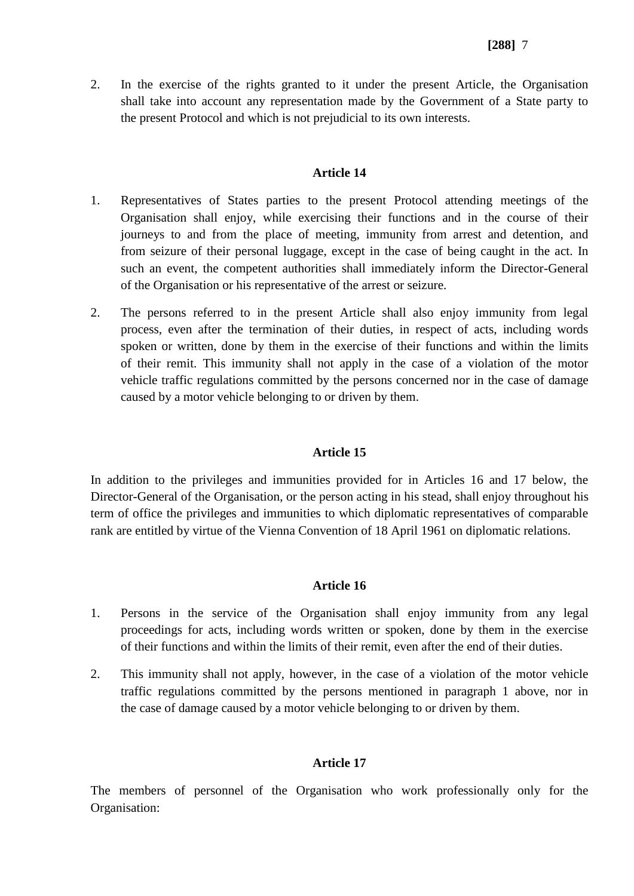2. In the exercise of the rights granted to it under the present Article, the Organisation shall take into account any representation made by the Government of a State party to the present Protocol and which is not prejudicial to its own interests.

### Article 14

1. Representatives of States parties to the present Protocol attending meetings of the Organisation shall enjoy, while exercising their functions and in the course of their journeys to and from the place of meeting, immunity from arrest and detention, and from seizure of their personal luggage, except in the case of being caught in the act. In such an event, the competent authorities shall immediately inform the Director-General of the Organisation or his representative of the arrest or seizure.

2. The persons referred to in the present Article shall also enjoy immunity from legal process, even after the termination of their duties, in respect of acts, including words spoken or written, done by them in the exercise of their functions and within the limits of their remit. This immunity shall not apply in the case of a violation of the motor vehicle traffic regulations committed by the persons concerned nor in the case of damage caused by a motor vehicle belonging to or driven by them.

### Article 15

In addition to the privileges and immunities provided for in Articles 16 and 17 below, the Director-General of the Organisation, or the person acting in his stead, shall enjoy throughout his term of office the privileges and immunities to which diplomatic representatives of comparable rank are entitled by virtue of the Vienna Convention of 18 April 1961 on diplomatic relations.

### Article 16

1. Persons in the service of the Organisation shall enjoy immunity from any legal proceedings for acts, including words written or spoken, done by them in the exercise of their functions and within the limits of their remit, even after the end of their duties.

2. This immunity shall not apply, however, in the case of a violation of the motor vehicle traffic regulations committed by the persons mentioned in paragraph 1 above, nor in the case of damage caused by a motor vehicle belonging to or driven by them.

### Article 17

The members of personnel of the Organisation who work professionally only for the Organisation: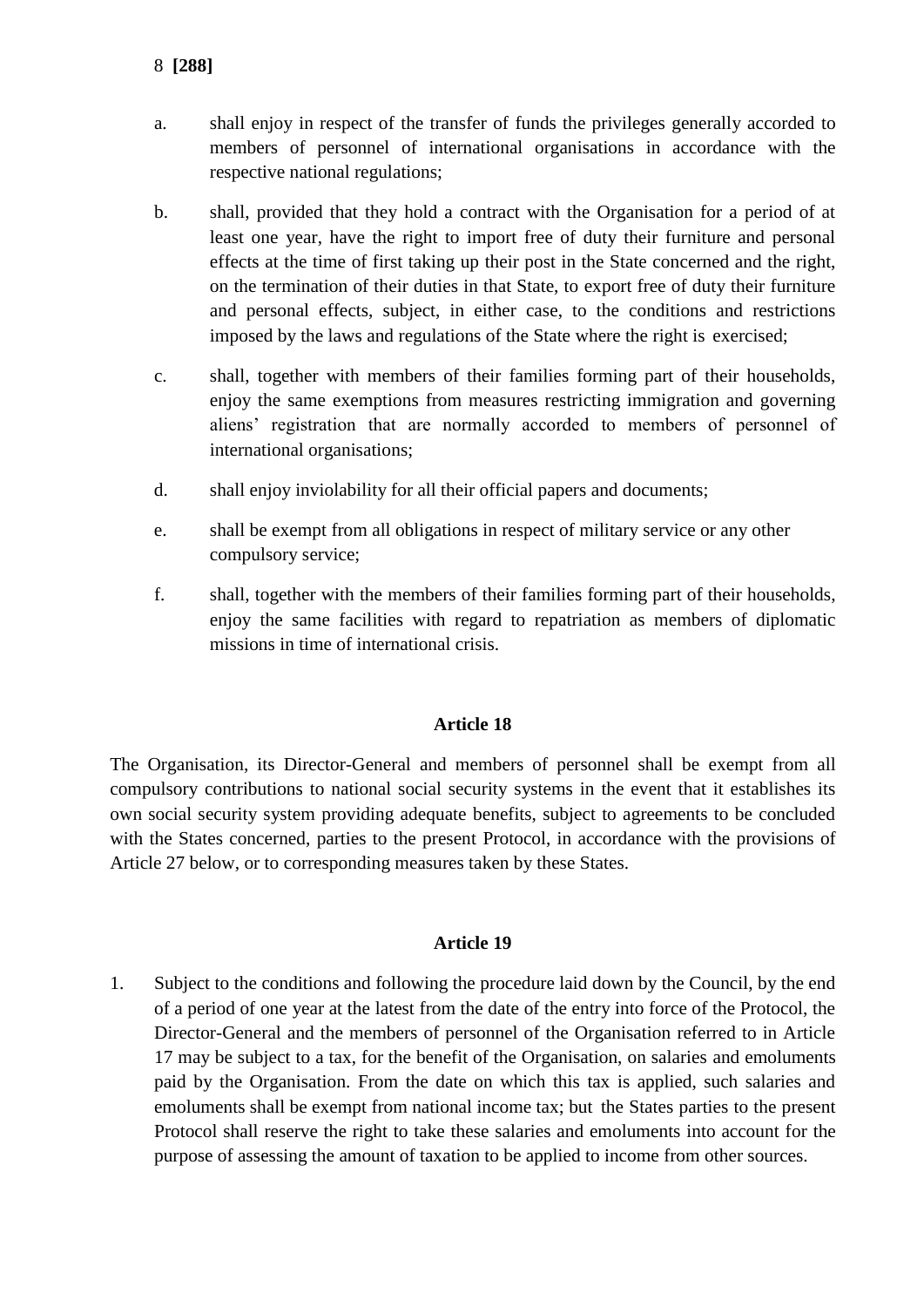a. shall enjoy in respect of the transfer of funds the privileges generally accorded to members of personnel of international organisations in accordance with the respective national regulations;

b. shall, provided that they hold a contract with the Organisation for a period of at least one year, have the right to import free of duty their furniture and personal effects at the time of first taking up their post in the State concerned and the right, on the termination of their duties in that State, to export free of duty their furniture and personal effects, subject, in either case, to the conditions and restrictions imposed by the laws and regulations of the State where the right is exercised;

c. shall, together with members of their families forming part of their households, enjoy the same exemptions from measures restricting immigration and governing aliens' registration that are normally accorded to members of personnel of international organisations;

d. shall enjoy inviolability for all their official papers and documents;

e. shall be exempt from all obligations in respect of military service or any other compulsory service;

f. shall, together with the members of their families forming part of their households, enjoy the same facilities with regard to repatriation as members of diplomatic missions in time of international crisis.

### Article 18

The Organisation, its Director-General and members of personnel shall be exempt from all compulsory contributions to national social security systems in the event that it establishes its own social security system providing adequate benefits, subject to agreements to be concluded with the States concerned, parties to the present Protocol, in accordance with the provisions of Article 27 below, or to corresponding measures taken by these States.

### Article 19

1. Subject to the conditions and following the procedure laid down by the Council, by the end of a period of one year at the latest from the date of the entry into force of the Protocol, the Director-General and the members of personnel of the Organisation referred to in Article 17 may be subject to a tax, for the benefit of the Organisation, on salaries and emoluments paid by the Organisation. From the date on which this tax is applied, such salaries and emoluments shall be exempt from national income tax; but the States parties to the present Protocol shall reserve the right to take these salaries and emoluments into account for the purpose of assessing the amount of taxation to be applied to income from other sources.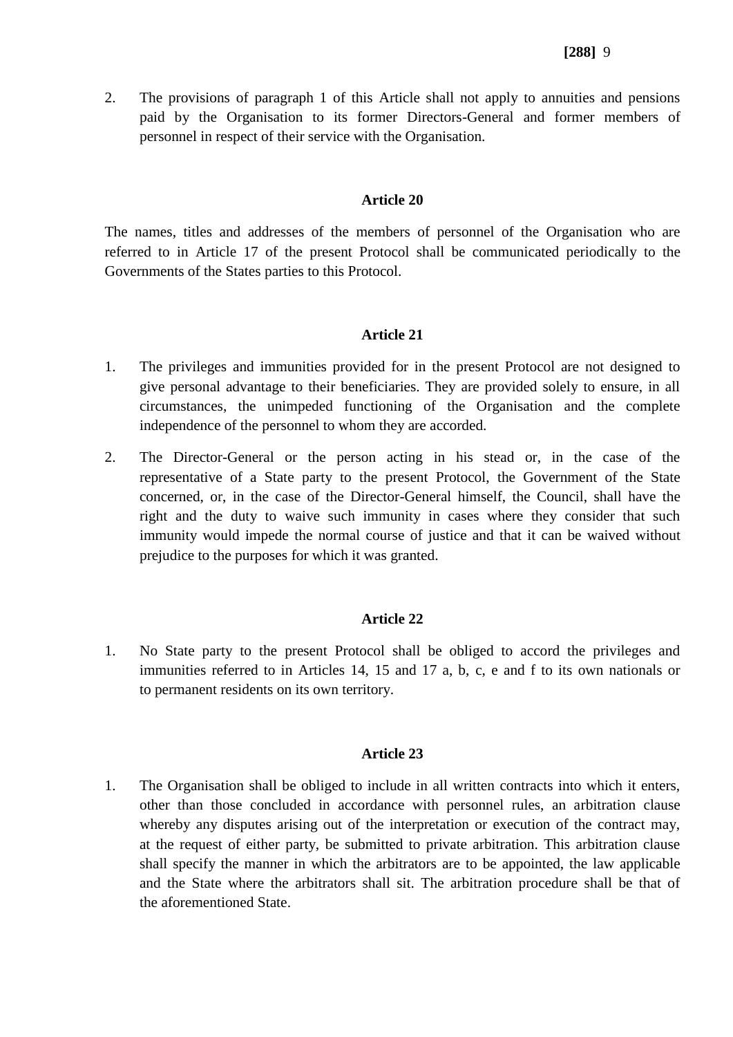2. The provisions of paragraph 1 of this Article shall not apply to annuities and pensions paid by the Organisation to its former Directors-General and former members of personnel in respect of their service with the Organisation.

**Article 20**

The names, titles and addresses of the members of personnel of the Organisation who are referred to in Article 17 of the present Protocol shall be communicated periodically to the Governments of the States parties to this Protocol.

**Article 21**

1. The privileges and immunities provided for in the present Protocol are not designed to give personal advantage to their beneficiaries. They are provided solely to ensure, in all circumstances, the unimpeded functioning of the Organisation and the complete independence of the personnel to whom they are accorded.

2. The Director-General or the person acting in his stead or, in the case of the representative of a State party to the present Protocol, the Government of the State concerned, or, in the case of the Director-General himself, the Council, shall have the right and the duty to waive such immunity in cases where they consider that such immunity would impede the normal course of justice and that it can be waived without prejudice to the purposes for which it was granted.

**Article 22**

1. No State party to the present Protocol shall be obliged to accord the privileges and immunities referred to in Articles 14, 15 and 17 a, b, c, e and f to its own nationals or to permanent residents on its own territory.

**Article 23**

1. The Organisation shall be obliged to include in all written contracts into which it enters, other than those concluded in accordance with personnel rules, an arbitration clause whereby any disputes arising out of the interpretation or execution of the contract may, at the request of either party, be submitted to private arbitration. This arbitration clause shall specify the manner in which the arbitrators are to be appointed, the law applicable and the State where the arbitrators shall sit. The arbitration procedure shall be that of the aforementioned State.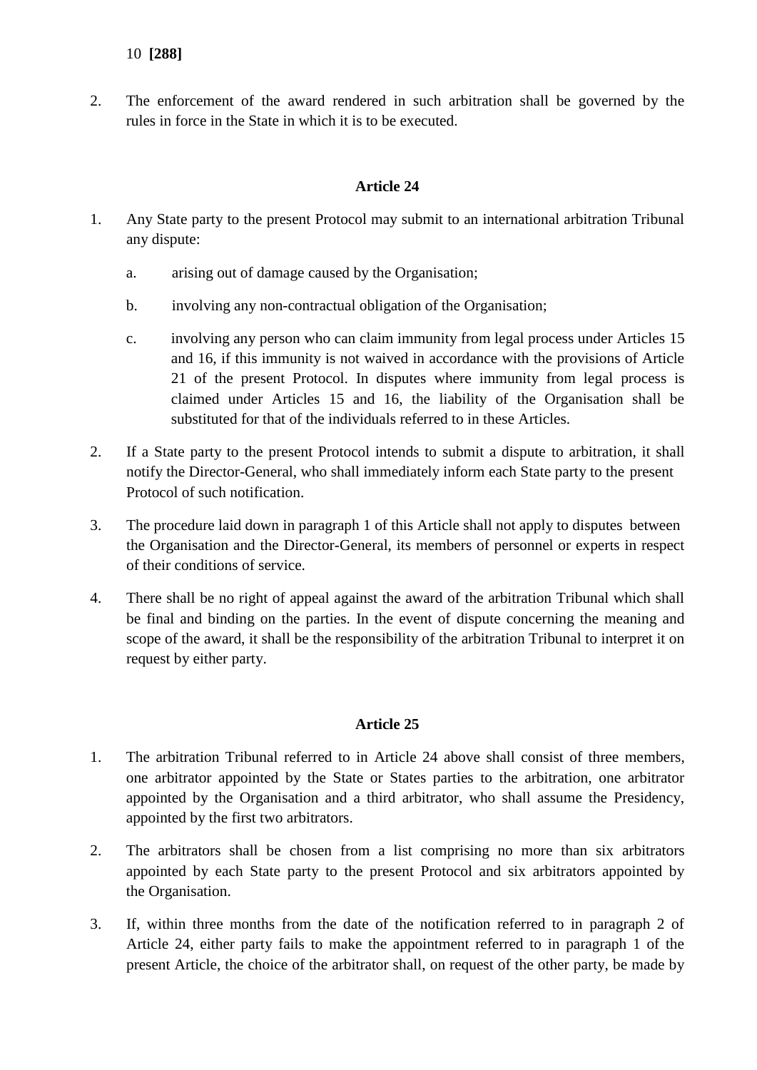2. The enforcement of the award rendered in such arbitration shall be governed by the rules in force in the State in which it is to be executed.

**Article 24**

1. Any State party to the present Protocol may submit to an international arbitration Tribunal any dispute:

   a. arising out of damage caused by the Organisation;

   b. involving any non-contractual obligation of the Organisation;

   c. involving any person who can claim immunity from legal process under Articles 15 and 16, if this immunity is not waived in accordance with the provisions of Article 21 of the present Protocol. In disputes where immunity from legal process is claimed under Articles 15 and 16, the liability of the Organisation shall be substituted for that of the individuals referred to in these Articles.

2. If a State party to the present Protocol intends to submit a dispute to arbitration, it shall notify the Director-General, who shall immediately inform each State party to the present Protocol of such notification.

3. The procedure laid down in paragraph 1 of this Article shall not apply to disputes between the Organisation and the Director-General, its members of personnel or experts in respect of their conditions of service.

4. There shall be no right of appeal against the award of the arbitration Tribunal which shall be final and binding on the parties. In the event of dispute concerning the meaning and scope of the award, it shall be the responsibility of the arbitration Tribunal to interpret it on request by either party.

**Article 25**

1. The arbitration Tribunal referred to in Article 24 above shall consist of three members, one arbitrator appointed by the State or States parties to the arbitration, one arbitrator appointed by the Organisation and a third arbitrator, who shall assume the Presidency, appointed by the first two arbitrators.

2. The arbitrators shall be chosen from a list comprising no more than six arbitrators appointed by each State party to the present Protocol and six arbitrators appointed by the Organisation.

3. If, within three months from the date of the notification referred to in paragraph 2 of Article 24, either party fails to make the appointment referred to in paragraph 1 of the present Article, the choice of the arbitrator shall, on request of the other party, be made by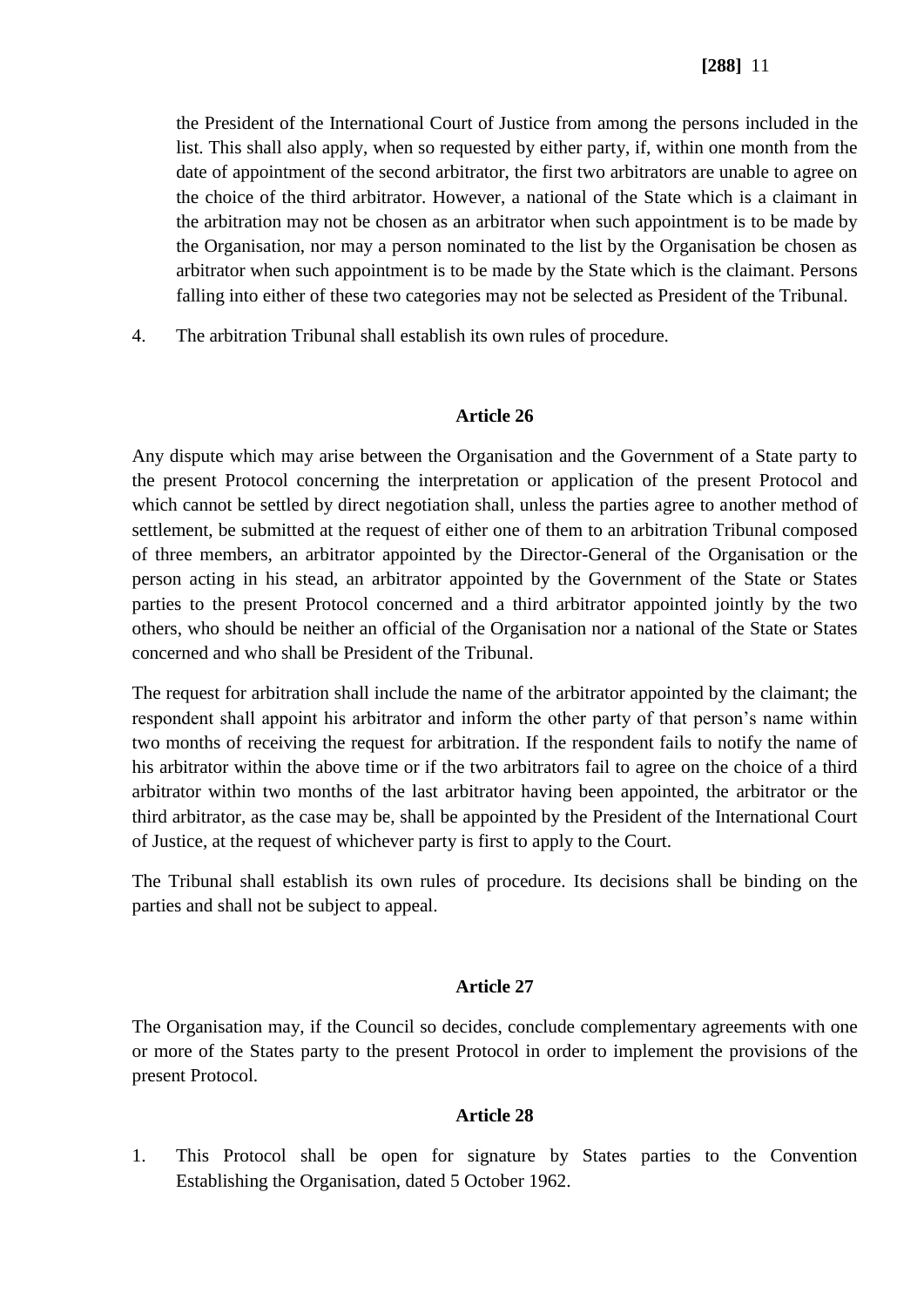the President of the International Court of Justice from among the persons included in the list. This shall also apply, when so requested by either party, if, within one month from the date of appointment of the second arbitrator, the first two arbitrators are unable to agree on the choice of the third arbitrator. However, a national of the State which is a claimant in the arbitration may not be chosen as an arbitrator when such appointment is to be made by the Organisation, nor may a person nominated to the list by the Organisation be chosen as arbitrator when such appointment is to be made by the State which is the claimant. Persons falling into either of these two categories may not be selected as President of the Tribunal.

4. The arbitration Tribunal shall establish its own rules of procedure.

### Article 26

Any dispute which may arise between the Organisation and the Government of a State party to the present Protocol concerning the interpretation or application of the present Protocol and which cannot be settled by direct negotiation shall, unless the parties agree to another method of settlement, be submitted at the request of either one of them to an arbitration Tribunal composed of three members, an arbitrator appointed by the Director-General of the Organisation or the person acting in his stead, an arbitrator appointed by the Government of the State or States parties to the present Protocol concerned and a third arbitrator appointed jointly by the two others, who should be neither an official of the Organisation nor a national of the State or States concerned and who shall be President of the Tribunal.

The request for arbitration shall include the name of the arbitrator appointed by the claimant; the respondent shall appoint his arbitrator and inform the other party of that person's name within two months of receiving the request for arbitration. If the respondent fails to notify the name of his arbitrator within the above time or if the two arbitrators fail to agree on the choice of a third arbitrator within two months of the last arbitrator having been appointed, the arbitrator or the third arbitrator, as the case may be, shall be appointed by the President of the International Court of Justice, at the request of whichever party is first to apply to the Court.

The Tribunal shall establish its own rules of procedure. Its decisions shall be binding on the parties and shall not be subject to appeal.

### Article 27

The Organisation may, if the Council so decides, conclude complementary agreements with one or more of the States party to the present Protocol in order to implement the provisions of the present Protocol.

### Article 28

1. This Protocol shall be open for signature by States parties to the Convention Establishing the Organisation, dated 5 October 1962.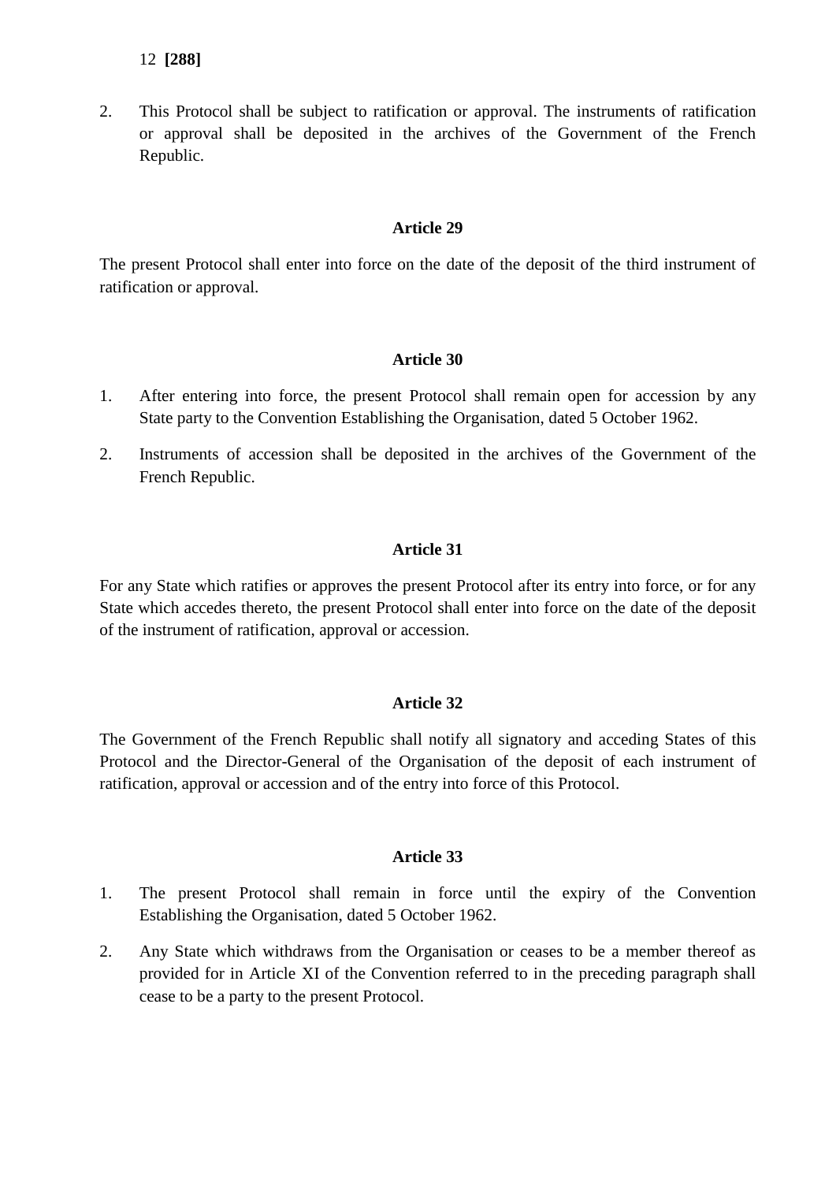2. This Protocol shall be subject to ratification or approval. The instruments of ratification or approval shall be deposited in the archives of the Government of the French Republic.

**Article 29**

The present Protocol shall enter into force on the date of the deposit of the third instrument of ratification or approval.

**Article 30**

1. After entering into force, the present Protocol shall remain open for accession by any State party to the Convention Establishing the Organisation, dated 5 October 1962.

2. Instruments of accession shall be deposited in the archives of the Government of the French Republic.

**Article 31**

For any State which ratifies or approves the present Protocol after its entry into force, or for any State which accedes thereto, the present Protocol shall enter into force on the date of the deposit of the instrument of ratification, approval or accession.

**Article 32**

The Government of the French Republic shall notify all signatory and acceding States of this Protocol and the Director-General of the Organisation of the deposit of each instrument of ratification, approval or accession and of the entry into force of this Protocol.

**Article 33**

1. The present Protocol shall remain in force until the expiry of the Convention Establishing the Organisation, dated 5 October 1962.

2. Any State which withdraws from the Organisation or ceases to be a member thereof as provided for in Article XI of the Convention referred to in the preceding paragraph shall cease to be a party to the present Protocol.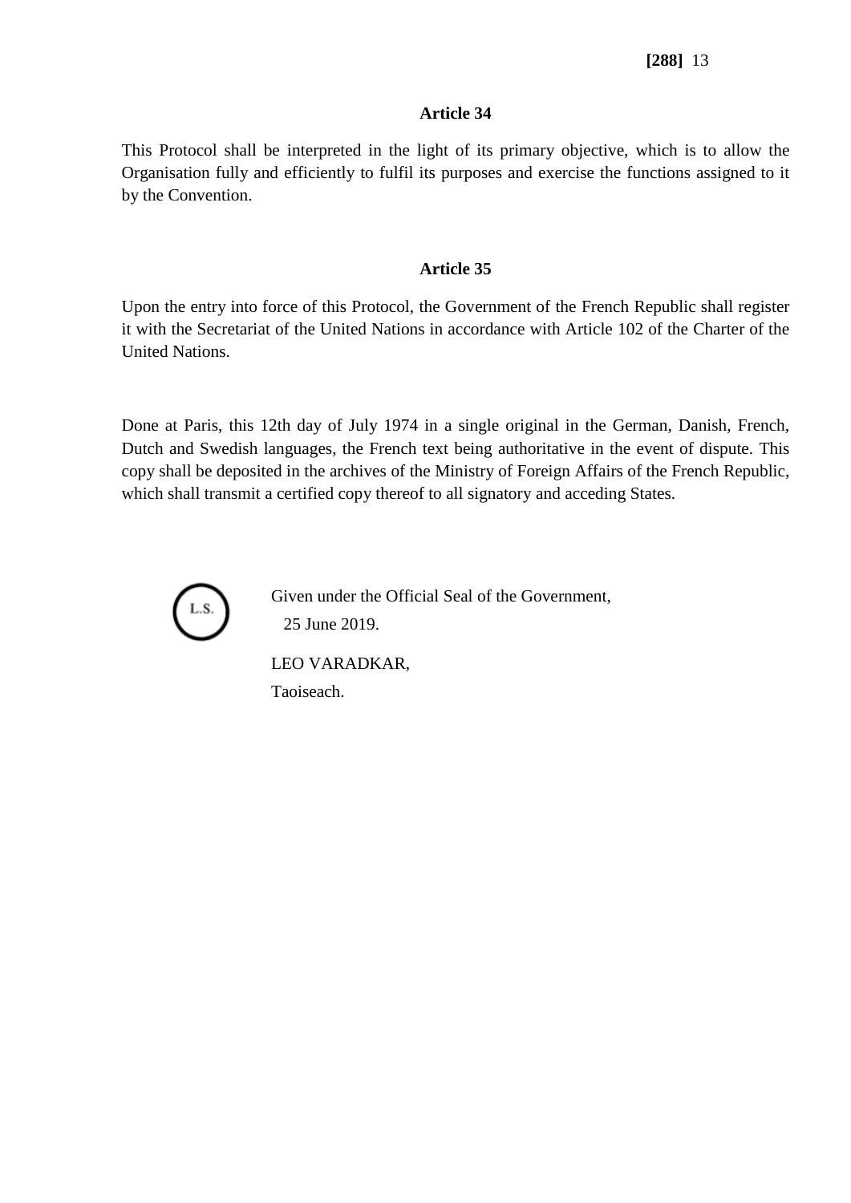## Article 34

This Protocol shall be interpreted in the light of its primary objective, which is to allow the Organisation fully and efficiently to fulfil its purposes and exercise the functions assigned to it by the Convention.

## Article 35

Upon the entry into force of this Protocol, the Government of the French Republic shall register it with the Secretariat of the United Nations in accordance with Article 102 of the Charter of the United Nations.

Done at Paris, this 12th day of July 1974 in a single original in the German, Danish, French, Dutch and Swedish languages, the French text being authoritative in the event of dispute. This copy shall be deposited in the archives of the Ministry of Foreign Affairs of the French Republic, which shall transmit a certified copy thereof to all signatory and acceding States.

L.S.

Given under the Official Seal of the Government,
25 June 2019.

LEO VARADKAR,
Taoiseach.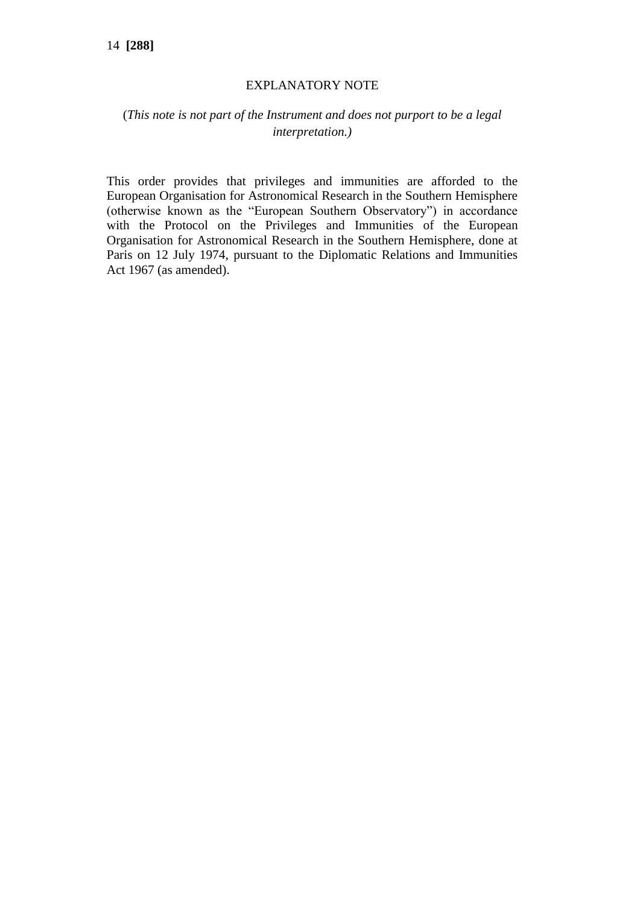## EXPLANATORY NOTE

(*This note is not part of the Instrument and does not purport to be a legal interpretation.)*

This order provides that privileges and immunities are afforded to the European Organisation for Astronomical Research in the Southern Hemisphere (otherwise known as the "European Southern Observatory") in accordance with the Protocol on the Privileges and Immunities of the European Organisation for Astronomical Research in the Southern Hemisphere, done at Paris on 12 July 1974, pursuant to the Diplomatic Relations and Immunities Act 1967 (as amended).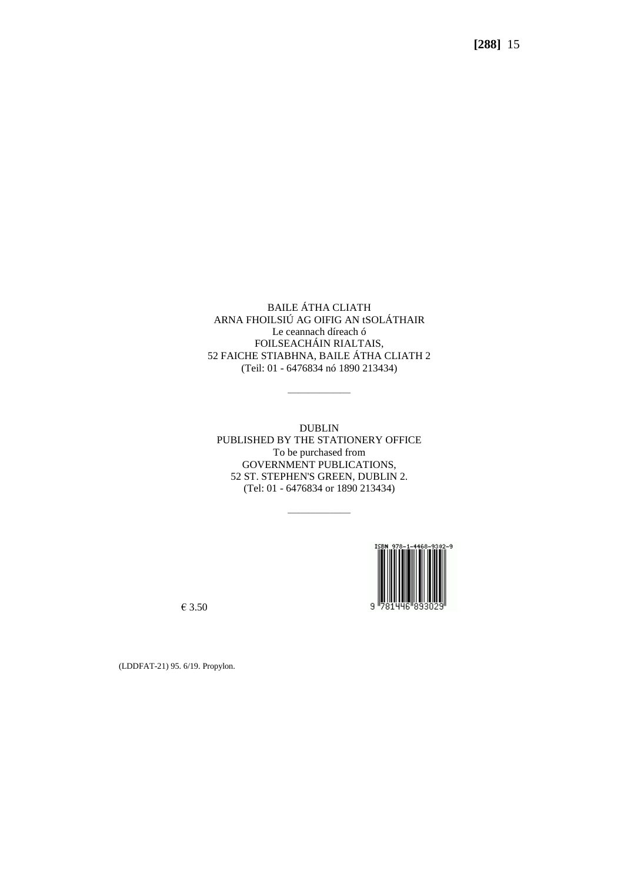BAILE ÁTHA CLIATH
ARNA FHOILSIÚ AG OIFIG AN tSOLÁTHAIR
Le ceannach díreach ó
FOILSEACHÁIN RIALTAIS,
52 FAICHE STIABHNA, BAILE ÁTHA CLIATH 2
(Teil: 01 - 6476834 nó 1890 213434)

---

DUBLIN
PUBLISHED BY THE STATIONERY OFFICE
To be purchased from
GOVERNMENT PUBLICATIONS,
52 ST. STEPHEN'S GREEN, DUBLIN 2.
(Tel: 01 - 6476834 or 1890 213434)

---

ISBN 978-1-4468-9302-9

9 781446 893029

€ 3.50

(LDDFAT-21) 95. 6/19. Propylon.